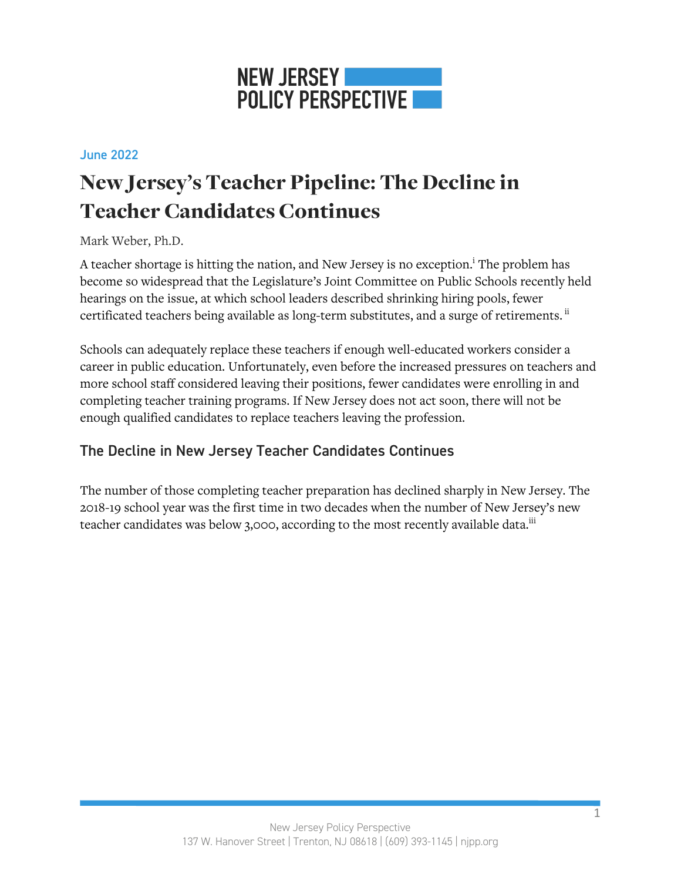NEW JERSEY POLICY PERSPECTIVE

June 2022

# New Jersey's Teacher Pipeline: The Decline in Teacher Candidates Continues

Mark Weber, Ph.D.

A teacher shortage is hitting the nation, and New Jersey is no exception.[i] The problem has become so widespread that the Legislature's Joint Committee on Public Schools recently held hearings on the issue, at which school leaders described shrinking hiring pools, fewer certificated teachers being available as long-term substitutes, and a surge of retirements.[ii]

Schools can adequately replace these teachers if enough well-educated workers consider a career in public education. Unfortunately, even before the increased pressures on teachers and more school staff considered leaving their positions, fewer candidates were enrolling in and completing teacher training programs. If New Jersey does not act soon, there will not be enough qualified candidates to replace teachers leaving the profession.

## The Decline in New Jersey Teacher Candidates Continues

The number of those completing teacher preparation has declined sharply in New Jersey. The 2018-19 school year was the first time in two decades when the number of New Jersey's new teacher candidates was below 3,000, according to the most recently available data.[iii]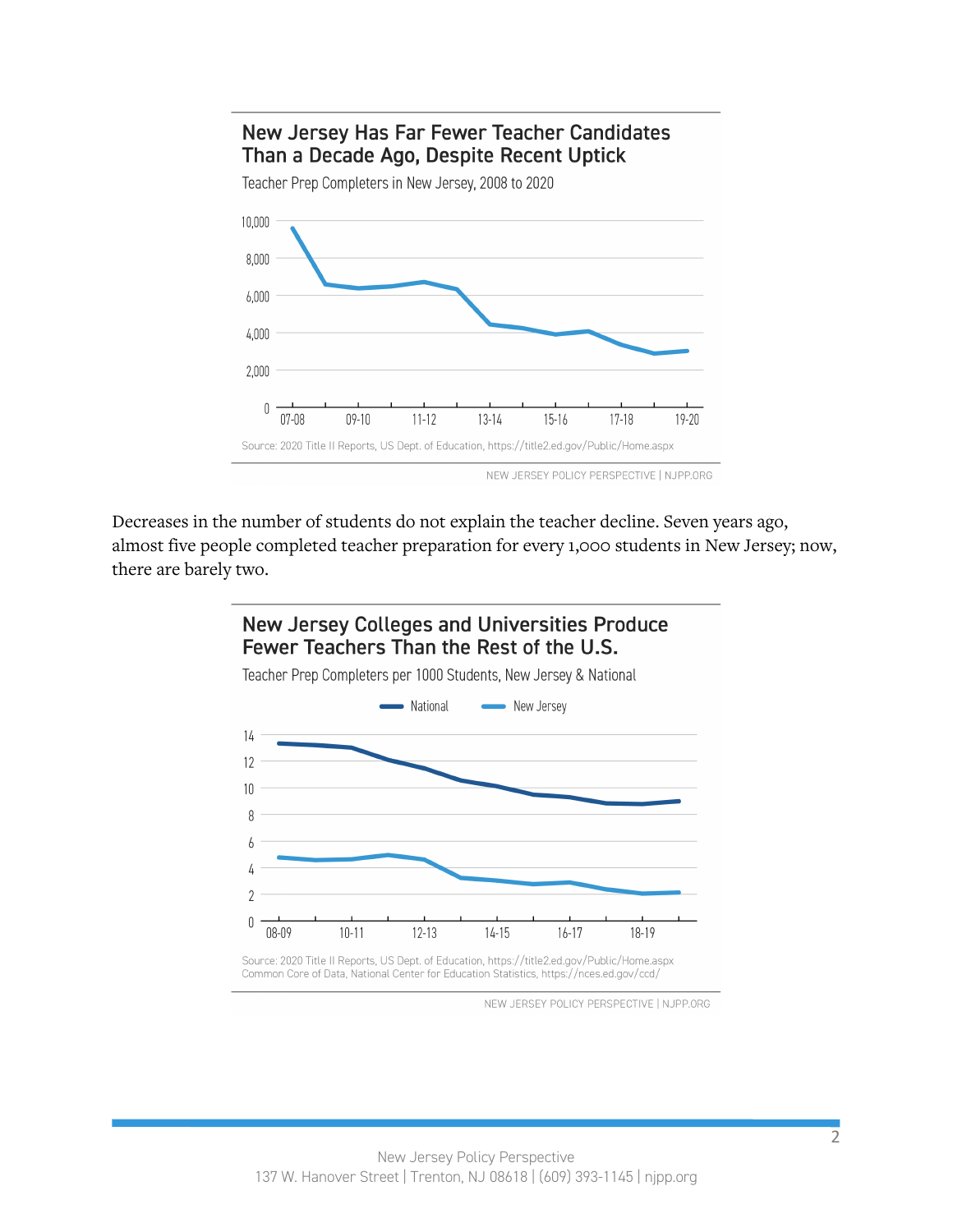## New Jersey Has Far Fewer Teacher Candidates Than a Decade Ago, Despite Recent Uptick

Teacher Prep Completers in New Jersey, 2008 to 2020

Source: 2020 Title II Reports, US Dept. of Education, https://title2.ed.gov/Public/Home.aspx

NEW JERSEY POLICY PERSPECTIVE | NJPP.ORG

Decreases in the number of students do not explain the teacher decline. Seven years ago, almost five people completed teacher preparation for every 1,000 students in New Jersey; now, there are barely two.

## New Jersey Colleges and Universities Produce Fewer Teachers Than the Rest of the U.S.

Teacher Prep Completers per 1000 Students, New Jersey & National

Source: 2020 Title II Reports, US Dept. of Education, https://title2.ed.gov/Public/Home.aspx
Common Core of Data, National Center for Education Statistics, https://nces.ed.gov/ccd/

NEW JERSEY POLICY PERSPECTIVE | NJPP.ORG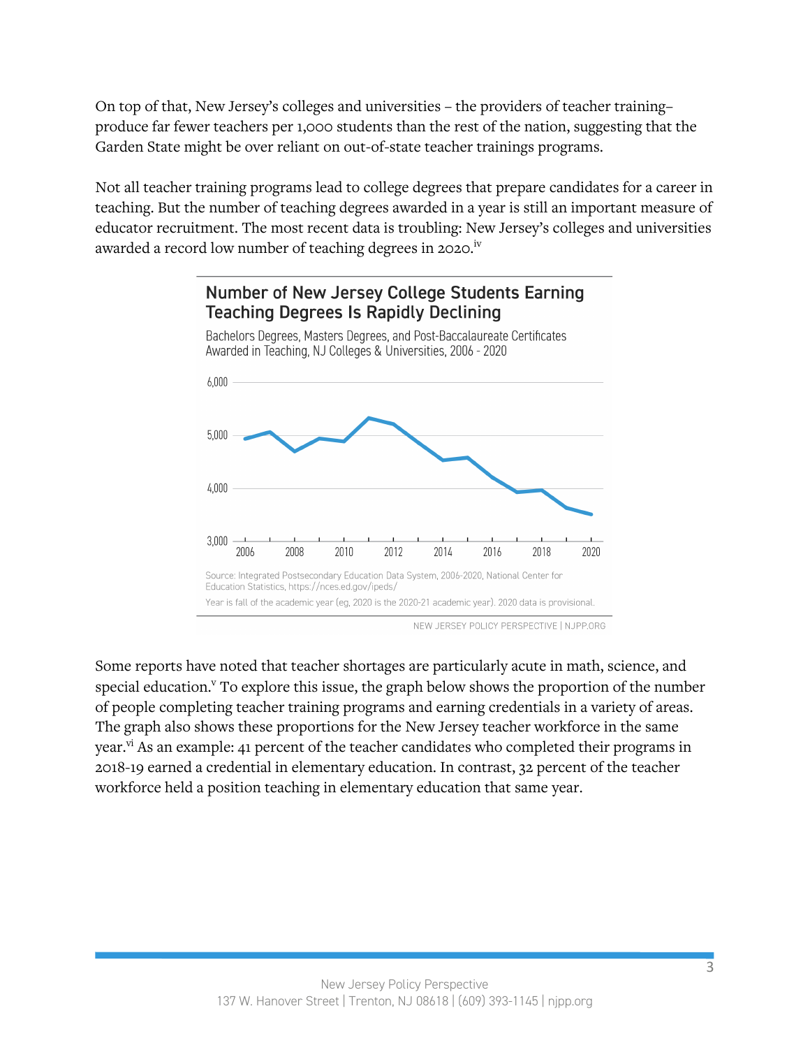On top of that, New Jersey's colleges and universities – the providers of teacher training– produce far fewer teachers per 1,000 students than the rest of the nation, suggesting that the Garden State might be over reliant on out-of-state teacher trainings programs.

Not all teacher training programs lead to college degrees that prepare candidates for a career in teaching. But the number of teaching degrees awarded in a year is still an important measure of educator recruitment. The most recent data is troubling: New Jersey's colleges and universities awarded a record low number of teaching degrees in 2020.[iv]

**Number of New Jersey College Students Earning Teaching Degrees Is Rapidly Declining**

Bachelors Degrees, Masters Degrees, and Post-Baccalaureate Certificates Awarded in Teaching, NJ Colleges & Universities, 2006 - 2020

Source: Integrated Postsecondary Education Data System, 2006-2020, National Center for Education Statistics, https://nces.ed.gov/ipeds/

Year is fall of the academic year (eg, 2020 is the 2020-21 academic year). 2020 data is provisional.

NEW JERSEY POLICY PERSPECTIVE | NJPP.ORG

Some reports have noted that teacher shortages are particularly acute in math, science, and special education.[v] To explore this issue, the graph below shows the proportion of the number of people completing teacher training programs and earning credentials in a variety of areas. The graph also shows these proportions for the New Jersey teacher workforce in the same year.[vi] As an example: 41 percent of the teacher candidates who completed their programs in 2018-19 earned a credential in elementary education. In contrast, 32 percent of the teacher workforce held a position teaching in elementary education that same year.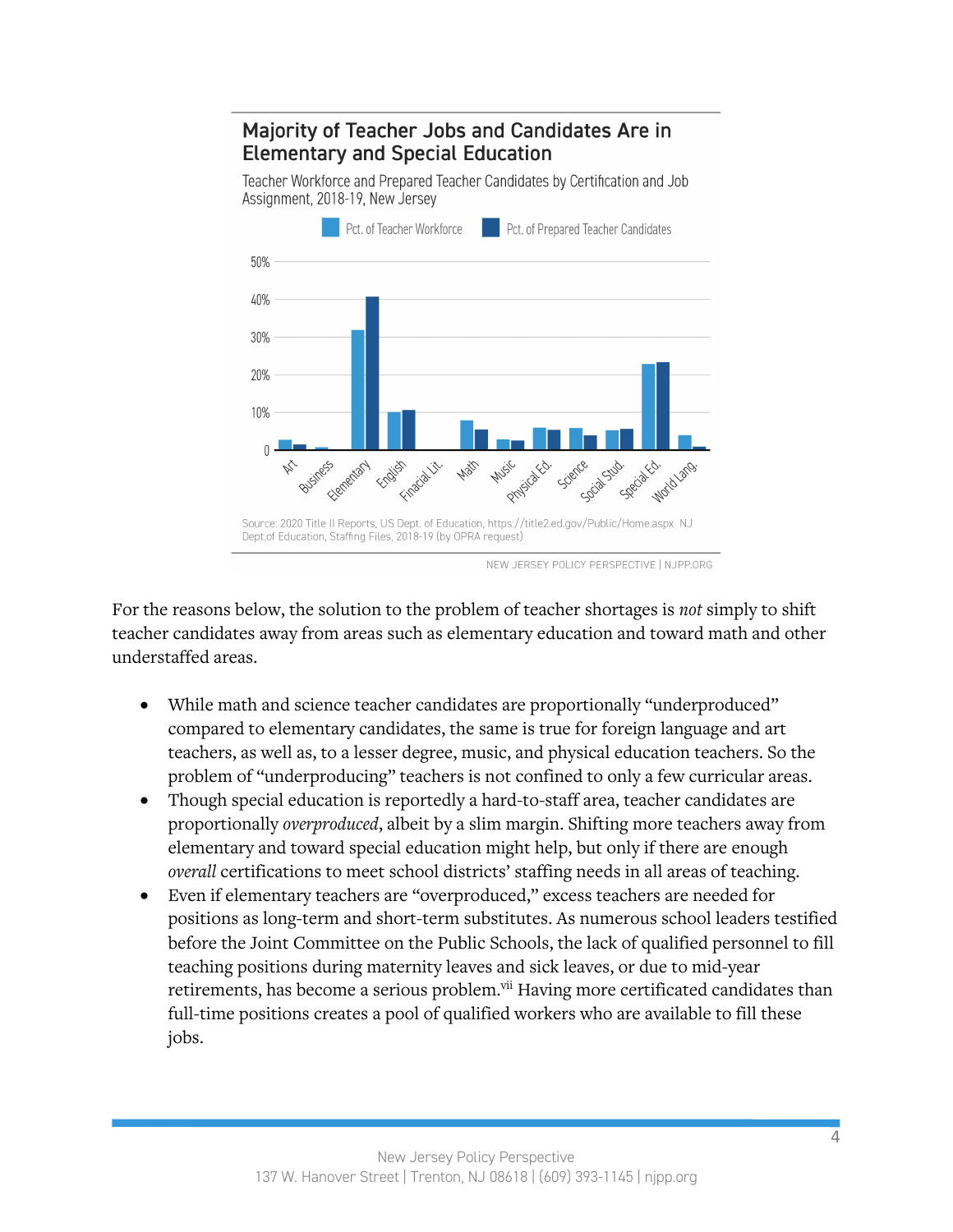## Majority of Teacher Jobs and Candidates Are in Elementary and Special Education

Teacher Workforce and Prepared Teacher Candidates by Certification and Job Assignment, 2018-19, New Jersey

Source: 2020 Title II Reports, US Dept. of Education, https://title2.ed.gov/Public/Home.aspx NJ Dept.of Education, Staffing Files, 2018-19 (by OPRA request)

NEW JERSEY POLICY PERSPECTIVE | NJPP.ORG

For the reasons below, the solution to the problem of teacher shortages is *not* simply to shift teacher candidates away from areas such as elementary education and toward math and other understaffed areas.

- While math and science teacher candidates are proportionally "underproduced" compared to elementary candidates, the same is true for foreign language and art teachers, as well as, to a lesser degree, music, and physical education teachers. So the problem of "underproducing" teachers is not confined to only a few curricular areas.
- Though special education is reportedly a hard-to-staff area, teacher candidates are proportionally *overproduced*, albeit by a slim margin. Shifting more teachers away from elementary and toward special education might help, but only if there are enough *overall* certifications to meet school districts' staffing needs in all areas of teaching.
- Even if elementary teachers are "overproduced," excess teachers are needed for positions as long-term and short-term substitutes. As numerous school leaders testified before the Joint Committee on the Public Schools, the lack of qualified personnel to fill teaching positions during maternity leaves and sick leaves, or due to mid-year retirements, has become a serious problem.[vii] Having more certificated candidates than full-time positions creates a pool of qualified workers who are available to fill these jobs.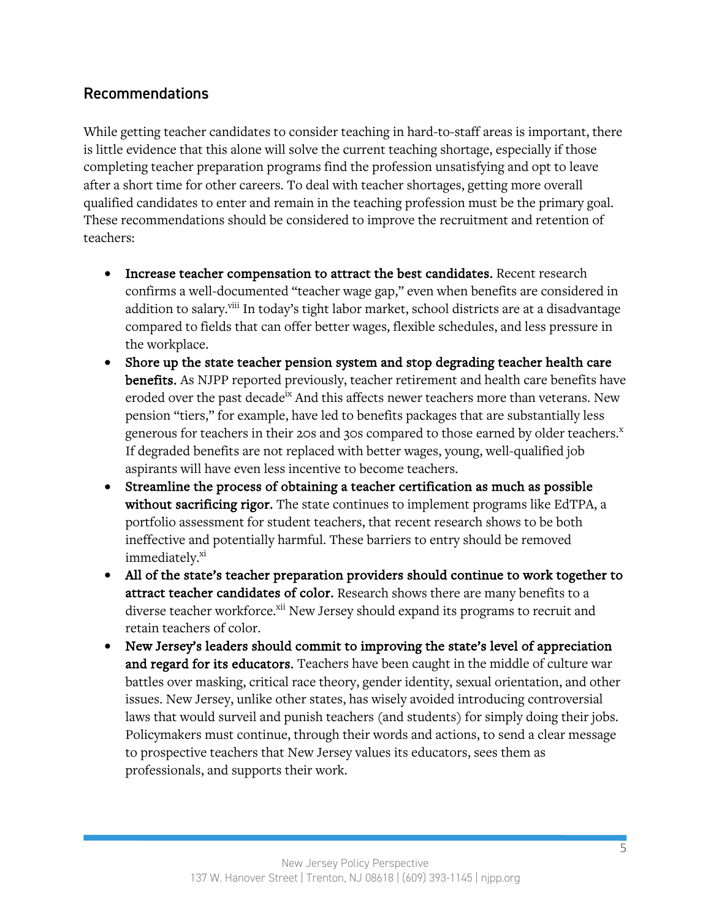## Recommendations

While getting teacher candidates to consider teaching in hard-to-staff areas is important, there is little evidence that this alone will solve the current teaching shortage, especially if those completing teacher preparation programs find the profession unsatisfying and opt to leave after a short time for other careers. To deal with teacher shortages, getting more overall qualified candidates to enter and remain in the teaching profession must be the primary goal. These recommendations should be considered to improve the recruitment and retention of teachers:

- **Increase teacher compensation to attract the best candidates.** Recent research confirms a well-documented "teacher wage gap," even when benefits are considered in addition to salary.[viii] In today's tight labor market, school districts are at a disadvantage compared to fields that can offer better wages, flexible schedules, and less pressure in the workplace.
- **Shore up the state teacher pension system and stop degrading teacher health care benefits.** As NJPP reported previously, teacher retirement and health care benefits have eroded over the past decade[ix] And this affects newer teachers more than veterans. New pension "tiers," for example, have led to benefits packages that are substantially less generous for teachers in their 20s and 30s compared to those earned by older teachers.[x] If degraded benefits are not replaced with better wages, young, well-qualified job aspirants will have even less incentive to become teachers.
- **Streamline the process of obtaining a teacher certification as much as possible without sacrificing rigor.** The state continues to implement programs like EdTPA, a portfolio assessment for student teachers, that recent research shows to be both ineffective and potentially harmful. These barriers to entry should be removed immediately.[xi]
- **All of the state's teacher preparation providers should continue to work together to attract teacher candidates of color.** Research shows there are many benefits to a diverse teacher workforce.[xii] New Jersey should expand its programs to recruit and retain teachers of color.
- **New Jersey's leaders should commit to improving the state's level of appreciation and regard for its educators.** Teachers have been caught in the middle of culture war battles over masking, critical race theory, gender identity, sexual orientation, and other issues. New Jersey, unlike other states, has wisely avoided introducing controversial laws that would surveil and punish teachers (and students) for simply doing their jobs. Policymakers must continue, through their words and actions, to send a clear message to prospective teachers that New Jersey values its educators, sees them as professionals, and supports their work.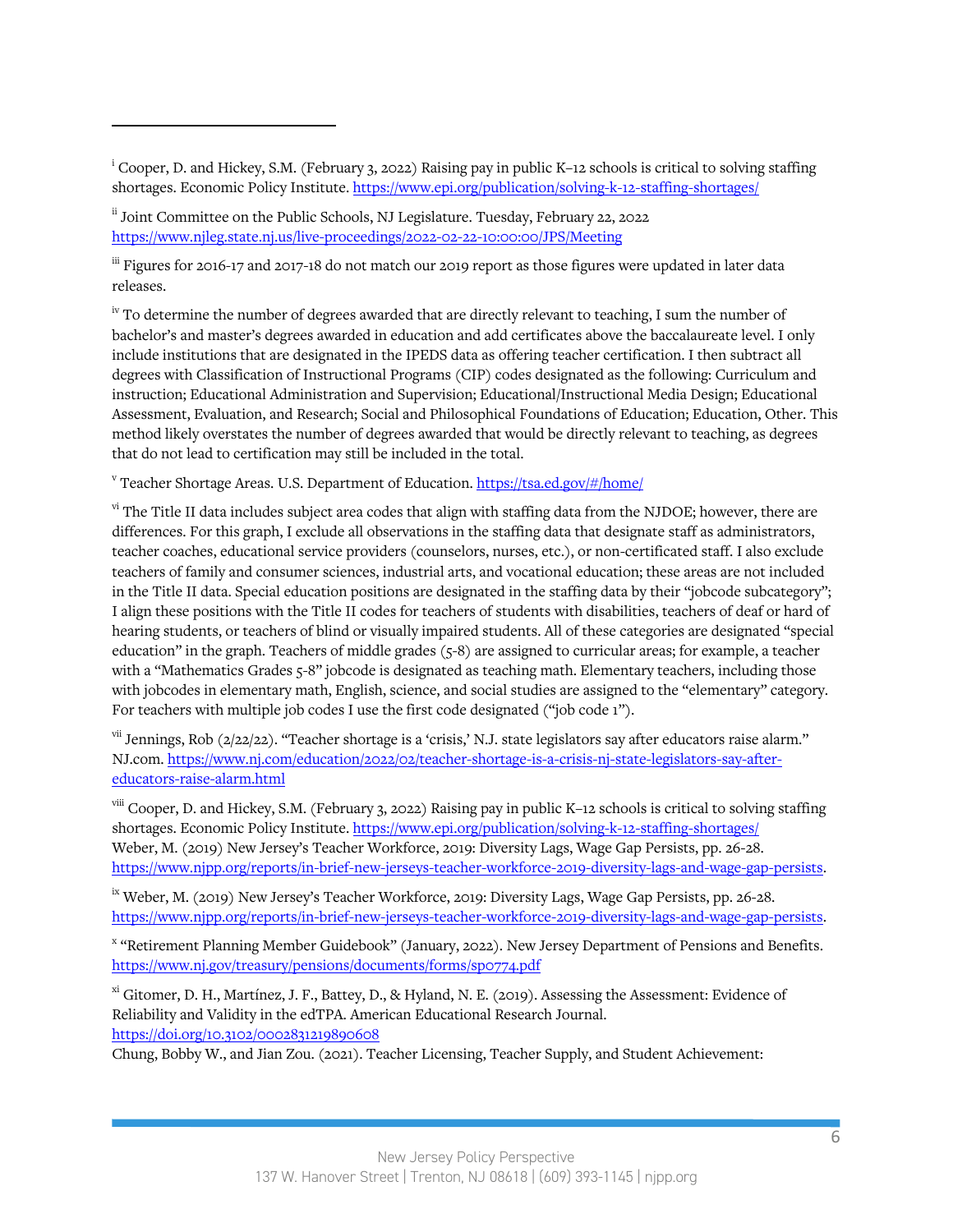---

[i] Cooper, D. and Hickey, S.M. (February 3, 2022) Raising pay in public K–12 schools is critical to solving staffing shortages. Economic Policy Institute. https://www.epi.org/publication/solving-k-12-staffing-shortages/

[ii] Joint Committee on the Public Schools, NJ Legislature. Tuesday, February 22, 2022 https://www.njleg.state.nj.us/live-proceedings/2022-02-22-10:00:00/JPS/Meeting

[iii] Figures for 2016-17 and 2017-18 do not match our 2019 report as those figures were updated in later data releases.

[iv] To determine the number of degrees awarded that are directly relevant to teaching, I sum the number of bachelor's and master's degrees awarded in education and add certificates above the baccalaureate level. I only include institutions that are designated in the IPEDS data as offering teacher certification. I then subtract all degrees with Classification of Instructional Programs (CIP) codes designated as the following: Curriculum and instruction; Educational Administration and Supervision; Educational/Instructional Media Design; Educational Assessment, Evaluation, and Research; Social and Philosophical Foundations of Education; Education, Other. This method likely overstates the number of degrees awarded that would be directly relevant to teaching, as degrees that do not lead to certification may still be included in the total.

[v] Teacher Shortage Areas. U.S. Department of Education. https://tsa.ed.gov/#/home/

[vi] The Title II data includes subject area codes that align with staffing data from the NJDOE; however, there are differences. For this graph, I exclude all observations in the staffing data that designate staff as administrators, teacher coaches, educational service providers (counselors, nurses, etc.), or non-certificated staff. I also exclude teachers of family and consumer sciences, industrial arts, and vocational education; these areas are not included in the Title II data. Special education positions are designated in the staffing data by their "jobcode subcategory"; I align these positions with the Title II codes for teachers of students with disabilities, teachers of deaf or hard of hearing students, or teachers of blind or visually impaired students. All of these categories are designated "special education" in the graph. Teachers of middle grades (5-8) are assigned to curricular areas; for example, a teacher with a "Mathematics Grades 5-8" jobcode is designated as teaching math. Elementary teachers, including those with jobcodes in elementary math, English, science, and social studies are assigned to the "elementary" category. For teachers with multiple job codes I use the first code designated ("job code 1").

[vii] Jennings, Rob (2/22/22). "Teacher shortage is a 'crisis,' N.J. state legislators say after educators raise alarm." NJ.com. https://www.nj.com/education/2022/02/teacher-shortage-is-a-crisis-nj-state-legislators-say-after-educators-raise-alarm.html

[viii] Cooper, D. and Hickey, S.M. (February 3, 2022) Raising pay in public K–12 schools is critical to solving staffing shortages. Economic Policy Institute. https://www.epi.org/publication/solving-k-12-staffing-shortages/
Weber, M. (2019) New Jersey's Teacher Workforce, 2019: Diversity Lags, Wage Gap Persists, pp. 26-28. https://www.njpp.org/reports/in-brief-new-jerseys-teacher-workforce-2019-diversity-lags-and-wage-gap-persists.

[ix] Weber, M. (2019) New Jersey's Teacher Workforce, 2019: Diversity Lags, Wage Gap Persists, pp. 26-28. https://www.njpp.org/reports/in-brief-new-jerseys-teacher-workforce-2019-diversity-lags-and-wage-gap-persists.

[x] "Retirement Planning Member Guidebook" (January, 2022). New Jersey Department of Pensions and Benefits. https://www.nj.gov/treasury/pensions/documents/forms/sp0774.pdf

[xi] Gitomer, D. H., Martínez, J. F., Battey, D., & Hyland, N. E. (2019). Assessing the Assessment: Evidence of Reliability and Validity in the edTPA. American Educational Research Journal. https://doi.org/10.3102/0002831219890608
Chung, Bobby W., and Jian Zou. (2021). Teacher Licensing, Teacher Supply, and Student Achievement: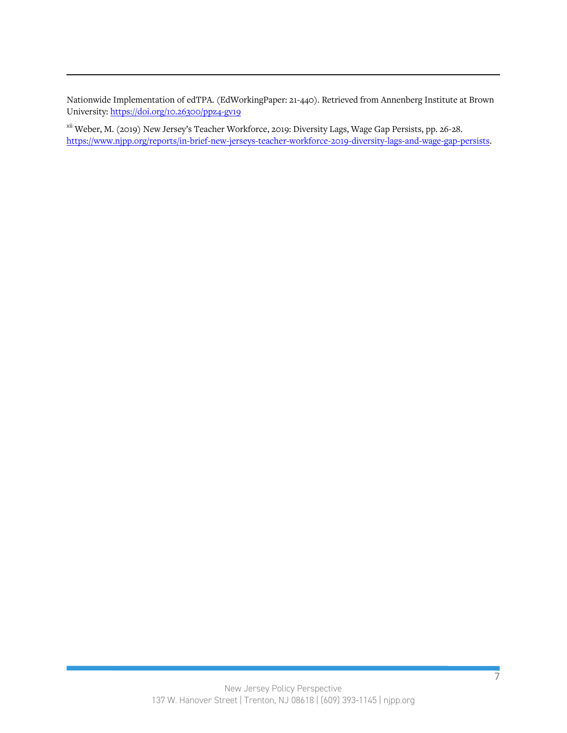Nationwide Implementation of edTPA. (EdWorkingPaper: 21-440). Retrieved from Annenberg Institute at Brown University: https://doi.org/10.26300/ppz4-gv19

[xii] Weber, M. (2019) New Jersey's Teacher Workforce, 2019: Diversity Lags, Wage Gap Persists, pp. 26-28. https://www.njpp.org/reports/in-brief-new-jerseys-teacher-workforce-2019-diversity-lags-and-wage-gap-persists.